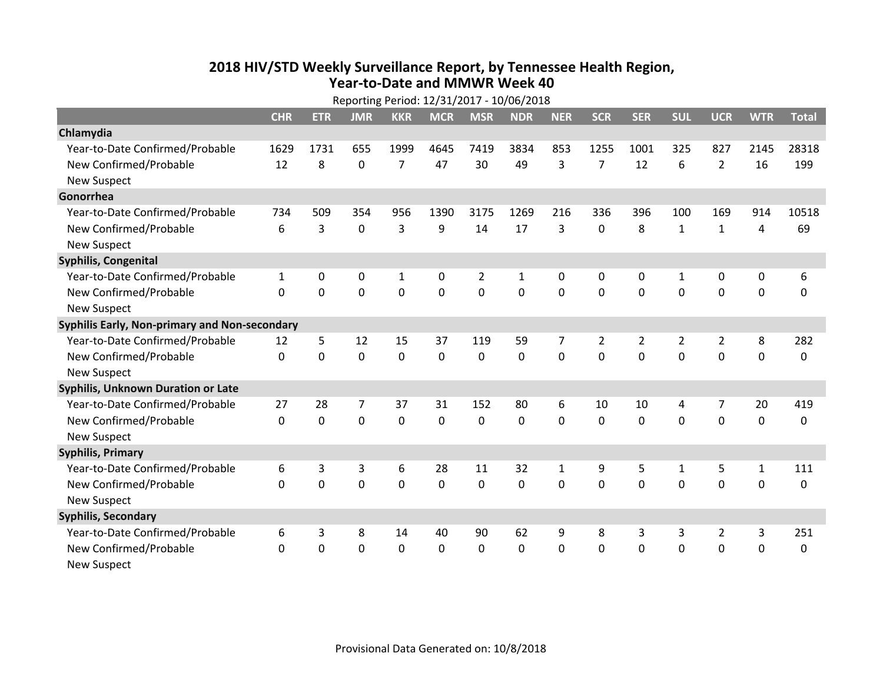# 2018 HIV/STD Weekly Surveillance Report, by Tennessee Health Region, Year-to-Date and MMWR Week 40

Reporting Period: 12/31/2017 - 10/06/2018

| | CHR | ETR | JMR | KKR | MCR | MSR | NDR | NER | SCR | SER | SUL | UCR | WTR | Total |
|---|---|---|---|---|---|---|---|---|---|---|---|---|---|---|
| **Chlamydia** | | | | | | | | | | | | | | |
| Year-to-Date Confirmed/Probable | 1629 | 1731 | 655 | 1999 | 4645 | 7419 | 3834 | 853 | 1255 | 1001 | 325 | 827 | 2145 | 28318 |
| New Confirmed/Probable | 12 | 8 | 0 | 7 | 47 | 30 | 49 | 3 | 7 | 12 | 6 | 2 | 16 | 199 |
| New Suspect | | | | | | | | | | | | | | |
| **Gonorrhea** | | | | | | | | | | | | | | |
| Year-to-Date Confirmed/Probable | 734 | 509 | 354 | 956 | 1390 | 3175 | 1269 | 216 | 336 | 396 | 100 | 169 | 914 | 10518 |
| New Confirmed/Probable | 6 | 3 | 0 | 3 | 9 | 14 | 17 | 3 | 0 | 8 | 1 | 1 | 4 | 69 |
| New Suspect | | | | | | | | | | | | | | |
| **Syphilis, Congenital** | | | | | | | | | | | | | | |
| Year-to-Date Confirmed/Probable | 1 | 0 | 0 | 1 | 0 | 2 | 1 | 0 | 0 | 0 | 1 | 0 | 0 | 6 |
| New Confirmed/Probable | 0 | 0 | 0 | 0 | 0 | 0 | 0 | 0 | 0 | 0 | 0 | 0 | 0 | 0 |
| New Suspect | | | | | | | | | | | | | | |
| **Syphilis Early, Non-primary and Non-secondary** | | | | | | | | | | | | | | |
| Year-to-Date Confirmed/Probable | 12 | 5 | 12 | 15 | 37 | 119 | 59 | 7 | 2 | 2 | 2 | 2 | 8 | 282 |
| New Confirmed/Probable | 0 | 0 | 0 | 0 | 0 | 0 | 0 | 0 | 0 | 0 | 0 | 0 | 0 | 0 |
| New Suspect | | | | | | | | | | | | | | |
| **Syphilis, Unknown Duration or Late** | | | | | | | | | | | | | | |
| Year-to-Date Confirmed/Probable | 27 | 28 | 7 | 37 | 31 | 152 | 80 | 6 | 10 | 10 | 4 | 7 | 20 | 419 |
| New Confirmed/Probable | 0 | 0 | 0 | 0 | 0 | 0 | 0 | 0 | 0 | 0 | 0 | 0 | 0 | 0 |
| New Suspect | | | | | | | | | | | | | | |
| **Syphilis, Primary** | | | | | | | | | | | | | | |
| Year-to-Date Confirmed/Probable | 6 | 3 | 3 | 6 | 28 | 11 | 32 | 1 | 9 | 5 | 1 | 5 | 1 | 111 |
| New Confirmed/Probable | 0 | 0 | 0 | 0 | 0 | 0 | 0 | 0 | 0 | 0 | 0 | 0 | 0 | 0 |
| New Suspect | | | | | | | | | | | | | | |
| **Syphilis, Secondary** | | | | | | | | | | | | | | |
| Year-to-Date Confirmed/Probable | 6 | 3 | 8 | 14 | 40 | 90 | 62 | 9 | 8 | 3 | 3 | 2 | 3 | 251 |
| New Confirmed/Probable | 0 | 0 | 0 | 0 | 0 | 0 | 0 | 0 | 0 | 0 | 0 | 0 | 0 | 0 |
| New Suspect | | | | | | | | | | | | | | |

Provisional Data Generated on: 10/8/2018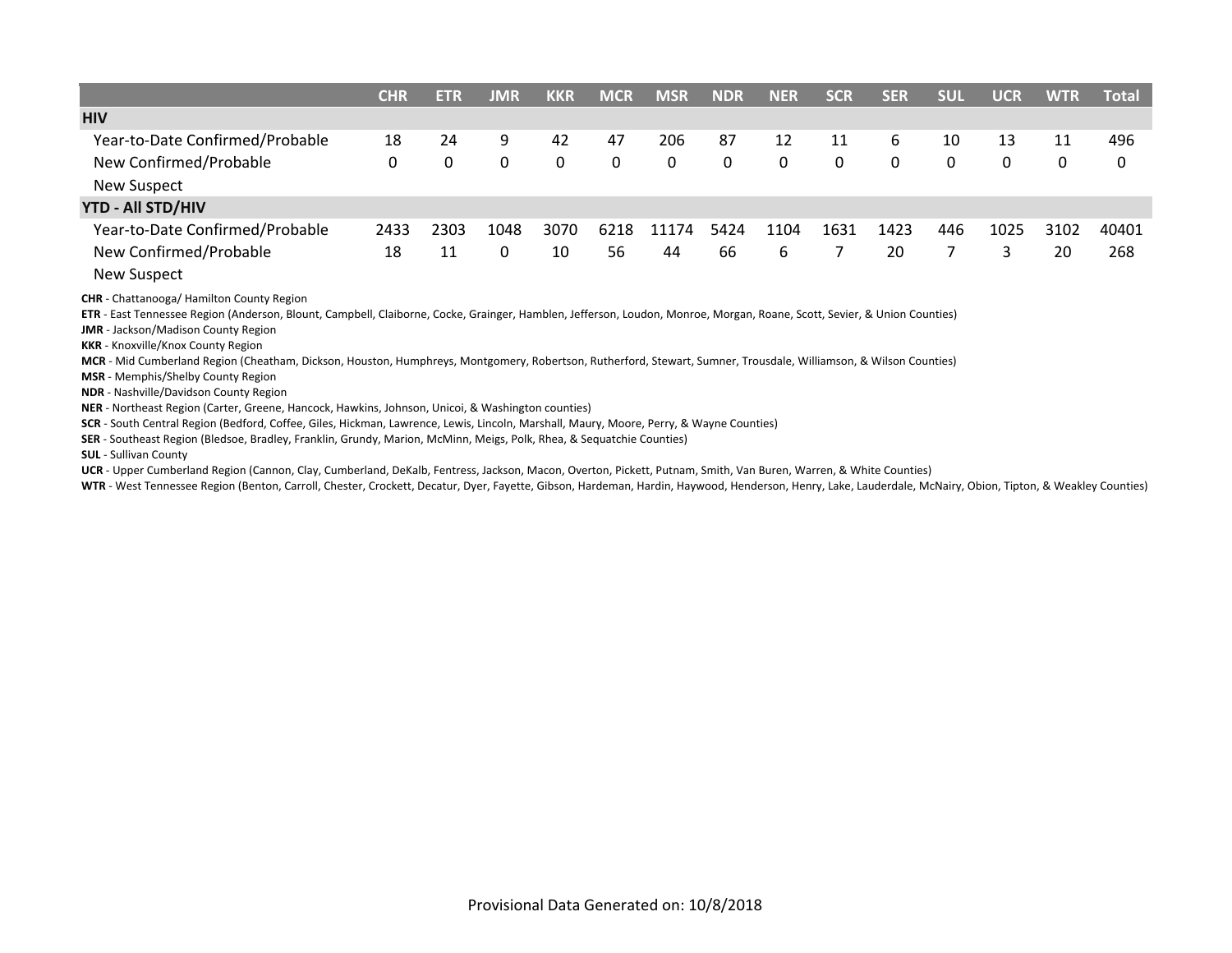| | CHR | ETR | JMR | KKR | MCR | MSR | NDR | NER | SCR | SER | SUL | UCR | WTR | Total |
|---|---|---|---|---|---|---|---|---|---|---|---|---|---|---|
| **HIV** | | | | | | | | | | | | | | |
| Year-to-Date Confirmed/Probable | 18 | 24 | 9 | 42 | 47 | 206 | 87 | 12 | 11 | 6 | 10 | 13 | 11 | 496 |
| New Confirmed/Probable | 0 | 0 | 0 | 0 | 0 | 0 | 0 | 0 | 0 | 0 | 0 | 0 | 0 | 0 |
| New Suspect | | | | | | | | | | | | | | |
| **YTD - All STD/HIV** | | | | | | | | | | | | | | |
| Year-to-Date Confirmed/Probable | 2433 | 2303 | 1048 | 3070 | 6218 | 11174 | 5424 | 1104 | 1631 | 1423 | 446 | 1025 | 3102 | 40401 |
| New Confirmed/Probable | 18 | 11 | 0 | 10 | 56 | 44 | 66 | 6 | 7 | 20 | 7 | 3 | 20 | 268 |
| New Suspect | | | | | | | | | | | | | | |

**CHR** - Chattanooga/ Hamilton County Region

**ETR** - East Tennessee Region (Anderson, Blount, Campbell, Claiborne, Cocke, Grainger, Hamblen, Jefferson, Loudon, Monroe, Morgan, Roane, Scott, Sevier, & Union Counties)

**JMR** - Jackson/Madison County Region

**KKR** - Knoxville/Knox County Region

**MCR** - Mid Cumberland Region (Cheatham, Dickson, Houston, Humphreys, Montgomery, Robertson, Rutherford, Stewart, Sumner, Trousdale, Williamson, & Wilson Counties)

**MSR** - Memphis/Shelby County Region

**NDR** - Nashville/Davidson County Region

**NER** - Northeast Region (Carter, Greene, Hancock, Hawkins, Johnson, Unicoi, & Washington counties)

**SCR** - South Central Region (Bedford, Coffee, Giles, Hickman, Lawrence, Lewis, Lincoln, Marshall, Maury, Moore, Perry, & Wayne Counties)

**SER** - Southeast Region (Bledsoe, Bradley, Franklin, Grundy, Marion, McMinn, Meigs, Polk, Rhea, & Sequatchie Counties)

**SUL** - Sullivan County

**UCR** - Upper Cumberland Region (Cannon, Clay, Cumberland, DeKalb, Fentress, Jackson, Macon, Overton, Pickett, Putnam, Smith, Van Buren, Warren, & White Counties)

**WTR** - West Tennessee Region (Benton, Carroll, Chester, Crockett, Decatur, Dyer, Fayette, Gibson, Hardeman, Hardin, Haywood, Henderson, Henry, Lake, Lauderdale, McNairy, Obion, Tipton, & Weakley Counties)

Provisional Data Generated on: 10/8/2018